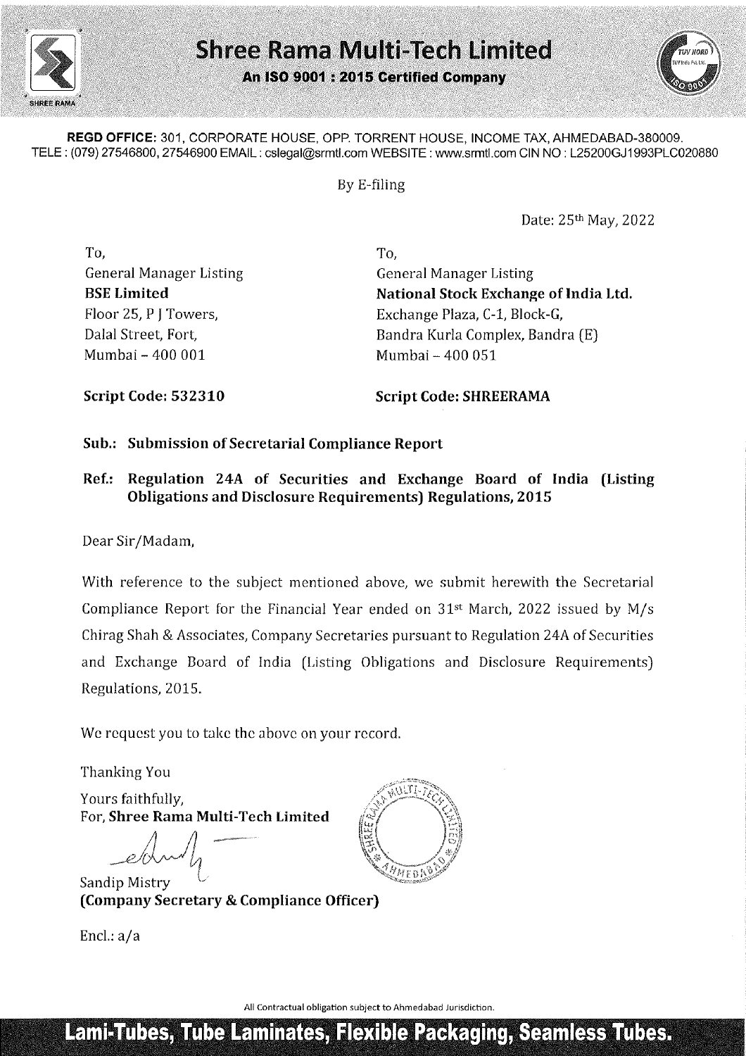# Shree Rama Multi-Tech Limited

**An ISO 9001 : 2015 Certified Company**

**REGD OFFICE:** 301, CORPORATE HOUSE, OPP. TORRENT HOUSE, INCOME TAX, AHMEDABAD-380009.
TELE : (079) 27546800, 27546900 EMAIL : cslegal@srmtl.com WEBSITE : www.srmtl.com CIN NO : L25200GJ1993PLC020880

By E-filing

Date: 25th May, 2022

To,
General Manager Listing
**BSE Limited**
Floor 25, P J Towers,
Dalal Street, Fort,
Mumbai – 400 001

**Script Code: 532310**

To,
General Manager Listing
**National Stock Exchange of India Ltd.**
Exchange Plaza, C-1, Block-G,
Bandra Kurla Complex, Bandra (E)
Mumbai – 400 051

**Script Code: SHREERAMA**

**Sub.: Submission of Secretarial Compliance Report**

**Ref.: Regulation 24A of Securities and Exchange Board of India (Listing Obligations and Disclosure Requirements) Regulations, 2015**

Dear Sir/Madam,

With reference to the subject mentioned above, we submit herewith the Secretarial Compliance Report for the Financial Year ended on 31st March, 2022 issued by M/s Chirag Shah & Associates, Company Secretaries pursuant to Regulation 24A of Securities and Exchange Board of India (Listing Obligations and Disclosure Requirements) Regulations, 2015.

We request you to take the above on your record.

Thanking You

Yours faithfully,
For, **Shree Rama Multi-Tech Limited**

Sandip Mistry
**(Company Secretary & Compliance Officer)**

Encl.: a/a

All Contractual obligation subject to Ahmedabad Jurisdiction.

**Lami-Tubes, Tube Laminates, Flexible Packaging, Seamless Tubes.**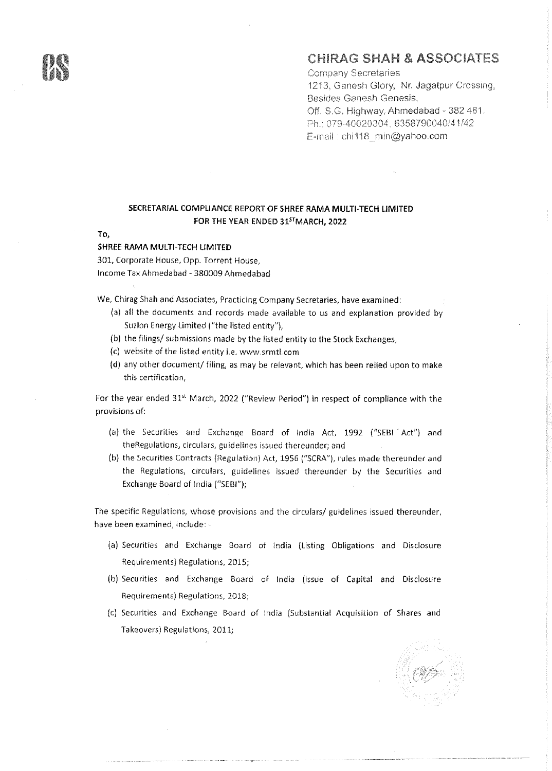# CHIRAG SHAH & ASSOCIATES

Company Secretaries
1213, Ganesh Glory, Nr. Jagatpur Crossing,
Besides Ganesh Genesis,
Off. S.G. Highway, Ahmedabad - 382 481.
Ph.: 079-40020304, 6358790040/41/42
E-mail : chi118_min@yahoo.com

**SECRETARIAL COMPLIANCE REPORT OF SHREE RAMA MULTI-TECH LIMITED FOR THE YEAR ENDED 31ST MARCH, 2022**

**To,**

**SHREE RAMA MULTI-TECH LIMITED**
301, Corporate House, Opp. Torrent House,
Income Tax Ahmedabad - 380009 Ahmedabad

We, Chirag Shah and Associates, Practicing Company Secretaries, have examined:

(a) all the documents and records made available to us and explanation provided by Suzlon Energy Limited ("the listed entity"),
(b) the filings/ submissions made by the listed entity to the Stock Exchanges,
(c) website of the listed entity i.e. www.srmtl.com
(d) any other document/ filing, as may be relevant, which has been relied upon to make this certification,

For the year ended 31st March, 2022 ("Review Period") in respect of compliance with the provisions of:

(a) the Securities and Exchange Board of India Act, 1992 ("SEBI Act") and theRegulations, circulars, guidelines issued thereunder; and
(b) the Securities Contracts (Regulation) Act, 1956 ("SCRA"), rules made thereunder and the Regulations, circulars, guidelines issued thereunder by the Securities and Exchange Board of India ("SEBI");

The specific Regulations, whose provisions and the circulars/ guidelines issued thereunder, have been examined, include: -

(a) Securities and Exchange Board of India (Listing Obligations and Disclosure Requirements) Regulations, 2015;
(b) Securities and Exchange Board of India (Issue of Capital and Disclosure Requirements) Regulations, 2018;
(c) Securities and Exchange Board of India (Substantial Acquisition of Shares and Takeovers) Regulations, 2011;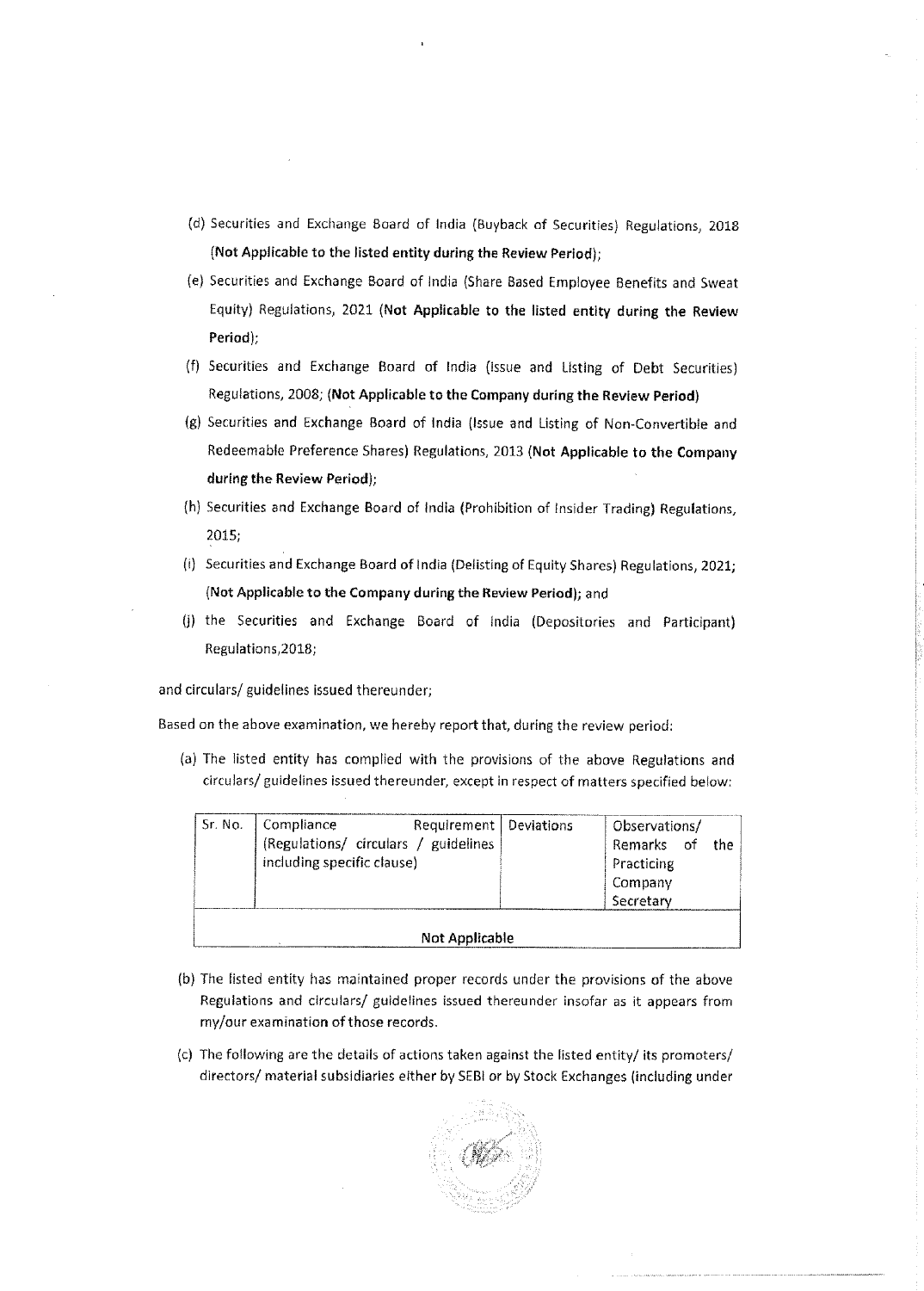(d) Securities and Exchange Board of India (Buyback of Securities) Regulations, 2018 **(Not Applicable to the listed entity during the Review Period)**;

(e) Securities and Exchange Board of India (Share Based Employee Benefits and Sweat Equity) Regulations, 2021 **(Not Applicable to the listed entity during the Review Period)**;

(f) Securities and Exchange Board of India (Issue and Listing of Debt Securities) Regulations, 2008; **(Not Applicable to the Company during the Review Period)**

(g) Securities and Exchange Board of India (Issue and Listing of Non-Convertible and Redeemable Preference Shares) Regulations, 2013 **(Not Applicable to the Company during the Review Period)**;

(h) Securities and Exchange Board of India (Prohibition of Insider Trading) Regulations, 2015;

(i) Securities and Exchange Board of India (Delisting of Equity Shares) Regulations, 2021; **(Not Applicable to the Company during the Review Period)**; and

(j) the Securities and Exchange Board of India (Depositories and Participant) Regulations,2018;

and circulars/ guidelines issued thereunder;

Based on the above examination, we hereby report that, during the review period:

(a) The listed entity has complied with the provisions of the above Regulations and circulars/ guidelines issued thereunder, except in respect of matters specified below:

| Sr. No. | Compliance Requirement (Regulations/ circulars / guidelines including specific clause) | Deviations | Observations/ Remarks of the Practicing Company Secretary |
|---|---|---|---|
| **Not Applicable** | | | |

(b) The listed entity has maintained proper records under the provisions of the above Regulations and circulars/ guidelines issued thereunder insofar as it appears from my/our examination of those records.

(c) The following are the details of actions taken against the listed entity/ its promoters/ directors/ material subsidiaries either by SEBI or by Stock Exchanges (including under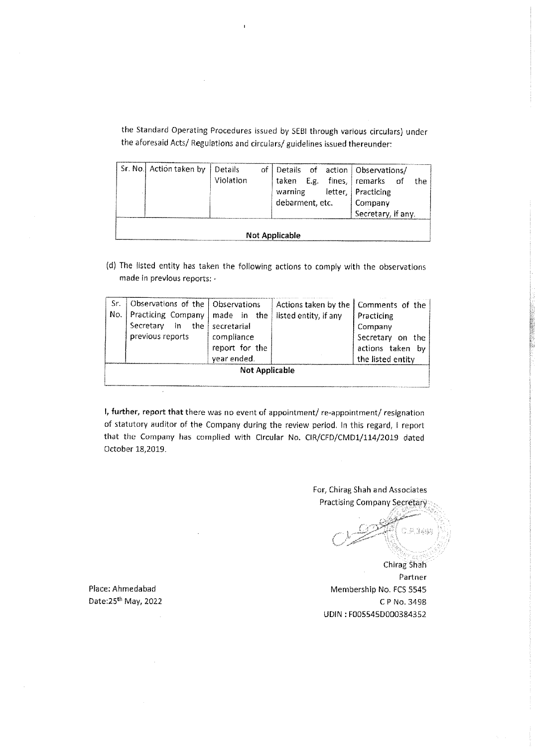the Standard Operating Procedures issued by SEBI through various circulars) under the aforesaid Acts/ Regulations and circulars/ guidelines issued thereunder:

| Sr. No. | Action taken by | Details of Violation | Details of action taken E.g. fines, warning letter, debarment, etc. | Observations/ remarks of the Practicing Company Secretary, if any. |
|---|---|---|---|---|
| Not Applicable | | | | |

(d) The listed entity has taken the following actions to comply with the observations made in previous reports: -

| Sr. No. | Observations of the Practicing Company Secretary in the previous reports | Observations made in the secretarial compliance report for the year ended. | Actions taken by the listed entity, if any | Comments of the Practicing Company Secretary on the actions taken by the listed entity |
|---|---|---|---|---|
| Not Applicable | | | | |

**I, further, report that** there was no event of appointment/ re-appointment/ resignation of statutory auditor of the Company during the review period. In this regard, I report that the Company has complied with Circular No. CIR/CFD/CMD1/114/2019 dated October 18,2019.

For, Chirag Shah and Associates
Practising Company Secretary

Chirag Shah
Partner
Membership No. FCS 5545
C P No. 3498
UDIN : F005545D000384352

Place: Ahmedabad
Date:25th May, 2022